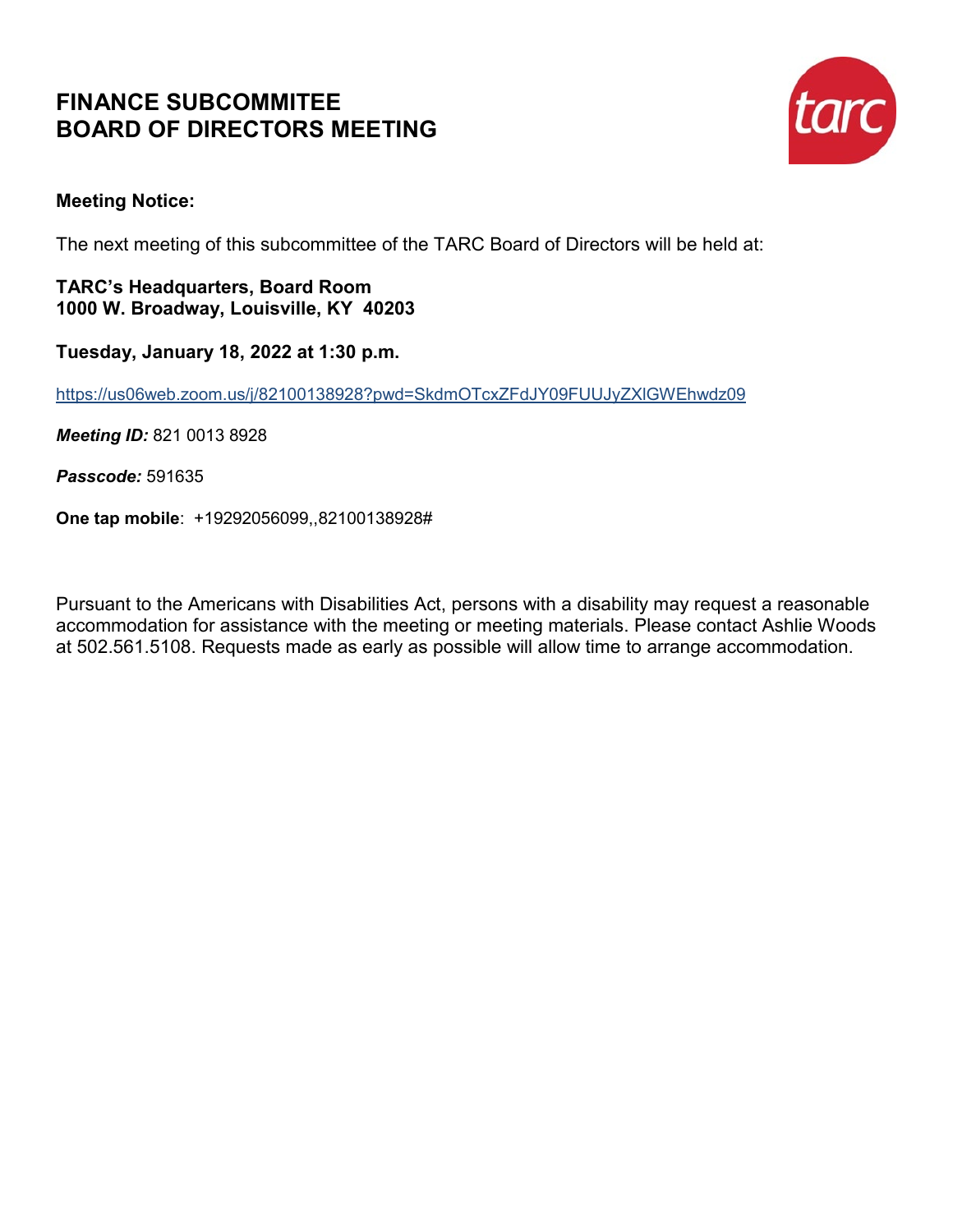# FINANCE SUBCOMMITEE
# BOARD OF DIRECTORS MEETING

**Meeting Notice:**

The next meeting of this subcommittee of the TARC Board of Directors will be held at:

**TARC's Headquarters, Board Room**
**1000 W. Broadway, Louisville, KY 40203**

**Tuesday, January 18, 2022 at 1:30 p.m.**

https://us06web.zoom.us/j/82100138928?pwd=SkdmOTcxZFdJY09FUUJyZXlGWEhwdz09

***Meeting ID:*** 821 0013 8928

***Passcode:*** 591635

**One tap mobile**: +19292056099,,82100138928#

Pursuant to the Americans with Disabilities Act, persons with a disability may request a reasonable accommodation for assistance with the meeting or meeting materials. Please contact Ashlie Woods at 502.561.5108. Requests made as early as possible will allow time to arrange accommodation.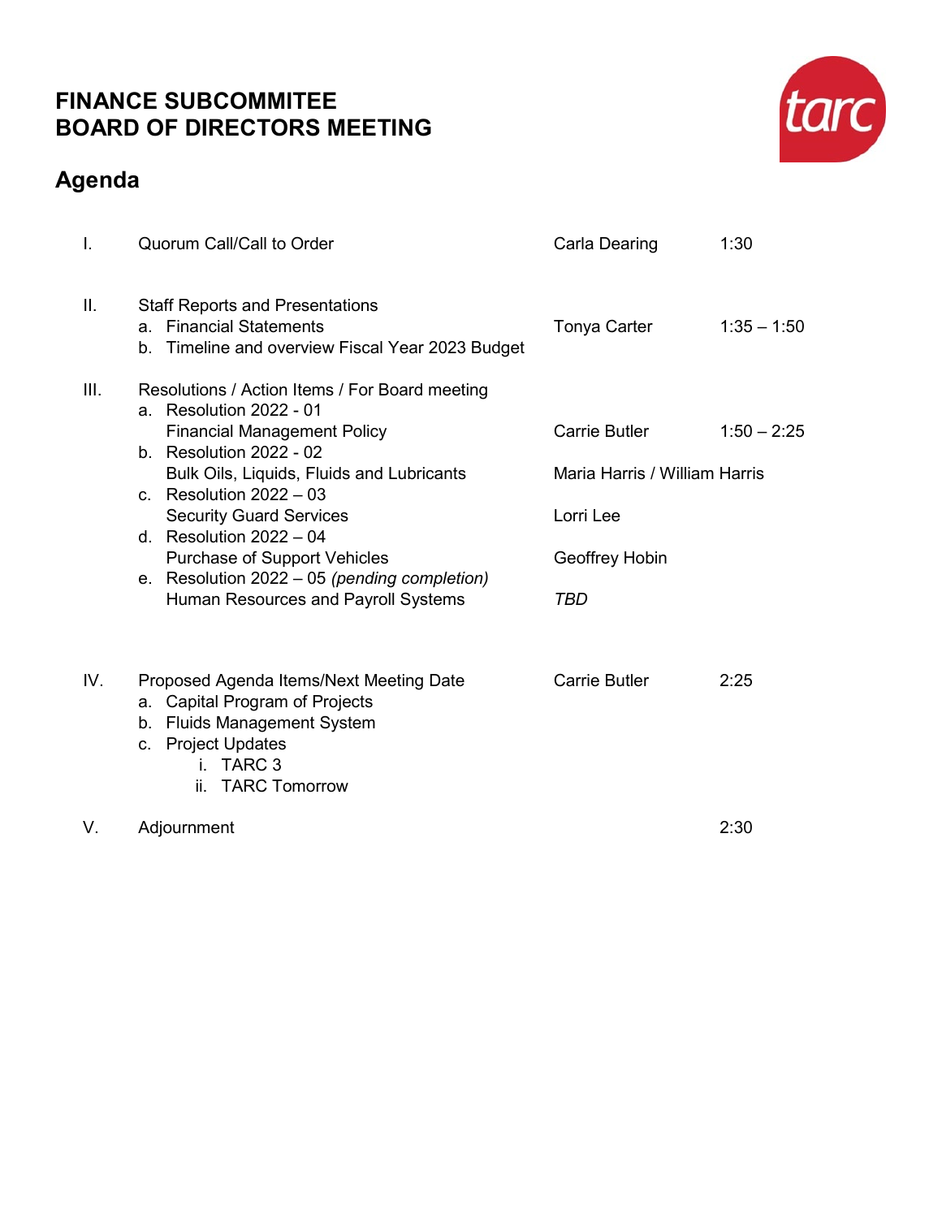# FINANCE SUBCOMMITEE
# BOARD OF DIRECTORS MEETING

## Agenda

| | Item | Presenter | Time |
|---|---|---|---|
| I. | Quorum Call/Call to Order | Carla Dearing | 1:30 |
| II. | Staff Reports and Presentations<br>a. Financial Statements<br>b. Timeline and overview Fiscal Year 2023 Budget | Tonya Carter | 1:35 – 1:50 |
| III. | Resolutions / Action Items / For Board meeting | | |
| | a. Resolution 2022 - 01<br>Financial Management Policy | Carrie Butler | 1:50 – 2:25 |
| | b. Resolution 2022 - 02<br>Bulk Oils, Liquids, Fluids and Lubricants | Maria Harris / William Harris | |
| | c. Resolution 2022 – 03<br>Security Guard Services | Lorri Lee | |
| | d. Resolution 2022 – 04<br>Purchase of Support Vehicles | Geoffrey Hobin | |
| | e. Resolution 2022 – 05 *(pending completion)*<br>Human Resources and Payroll Systems | *TBD* | |
| IV. | Proposed Agenda Items/Next Meeting Date<br>a. Capital Program of Projects<br>b. Fluids Management System<br>c. Project Updates<br>i. TARC 3<br>ii. TARC Tomorrow | Carrie Butler | 2:25 |
| V. | Adjournment | | 2:30 |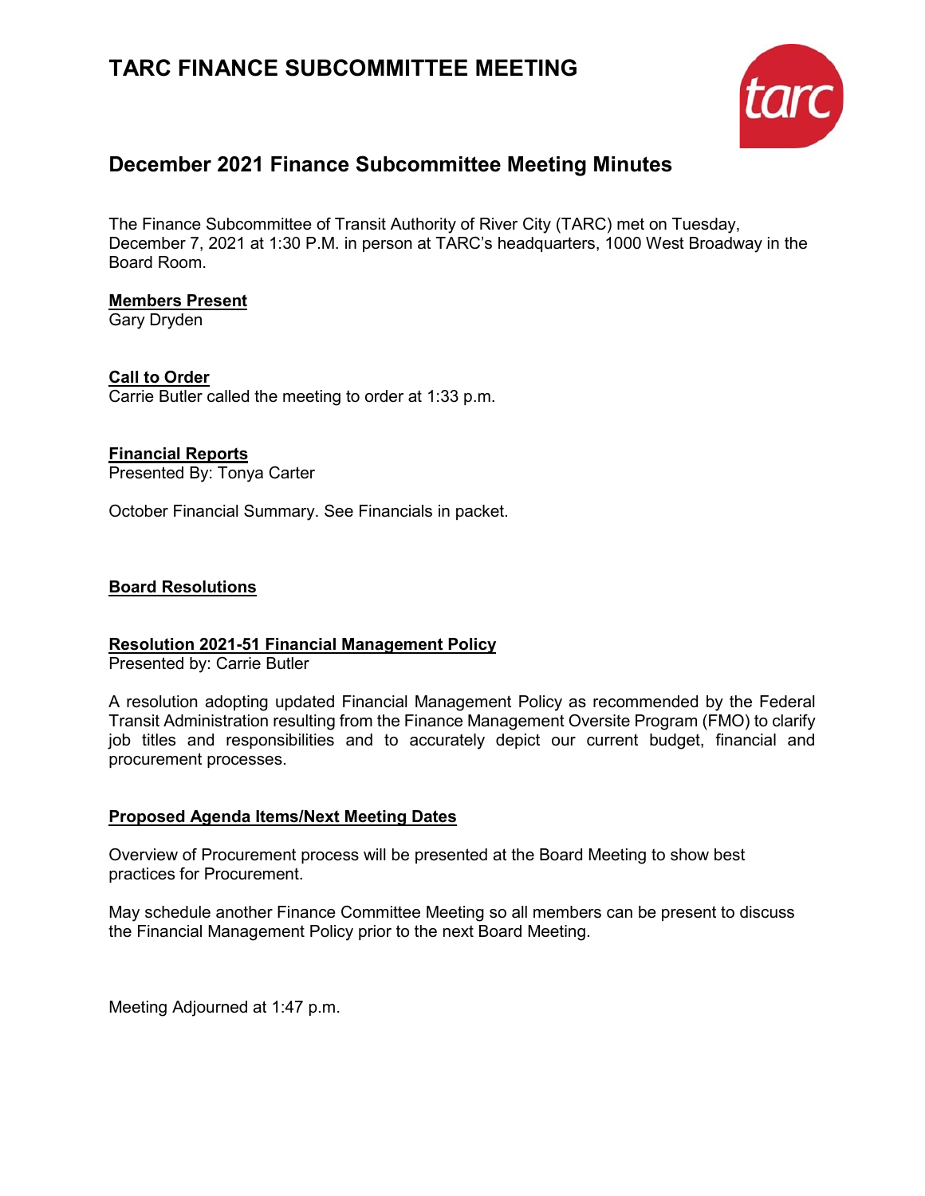# TARC FINANCE SUBCOMMITTEE MEETING

## December 2021 Finance Subcommittee Meeting Minutes

The Finance Subcommittee of Transit Authority of River City (TARC) met on Tuesday, December 7, 2021 at 1:30 P.M. in person at TARC's headquarters, 1000 West Broadway in the Board Room.

**Members Present**

Gary Dryden

**Call to Order**

Carrie Butler called the meeting to order at 1:33 p.m.

**Financial Reports**

Presented By: Tonya Carter

October Financial Summary. See Financials in packet.

**Board Resolutions**

**Resolution 2021-51 Financial Management Policy**

Presented by: Carrie Butler

A resolution adopting updated Financial Management Policy as recommended by the Federal Transit Administration resulting from the Finance Management Oversite Program (FMO) to clarify job titles and responsibilities and to accurately depict our current budget, financial and procurement processes.

**Proposed Agenda Items/Next Meeting Dates**

Overview of Procurement process will be presented at the Board Meeting to show best practices for Procurement.

May schedule another Finance Committee Meeting so all members can be present to discuss the Financial Management Policy prior to the next Board Meeting.

Meeting Adjourned at 1:47 p.m.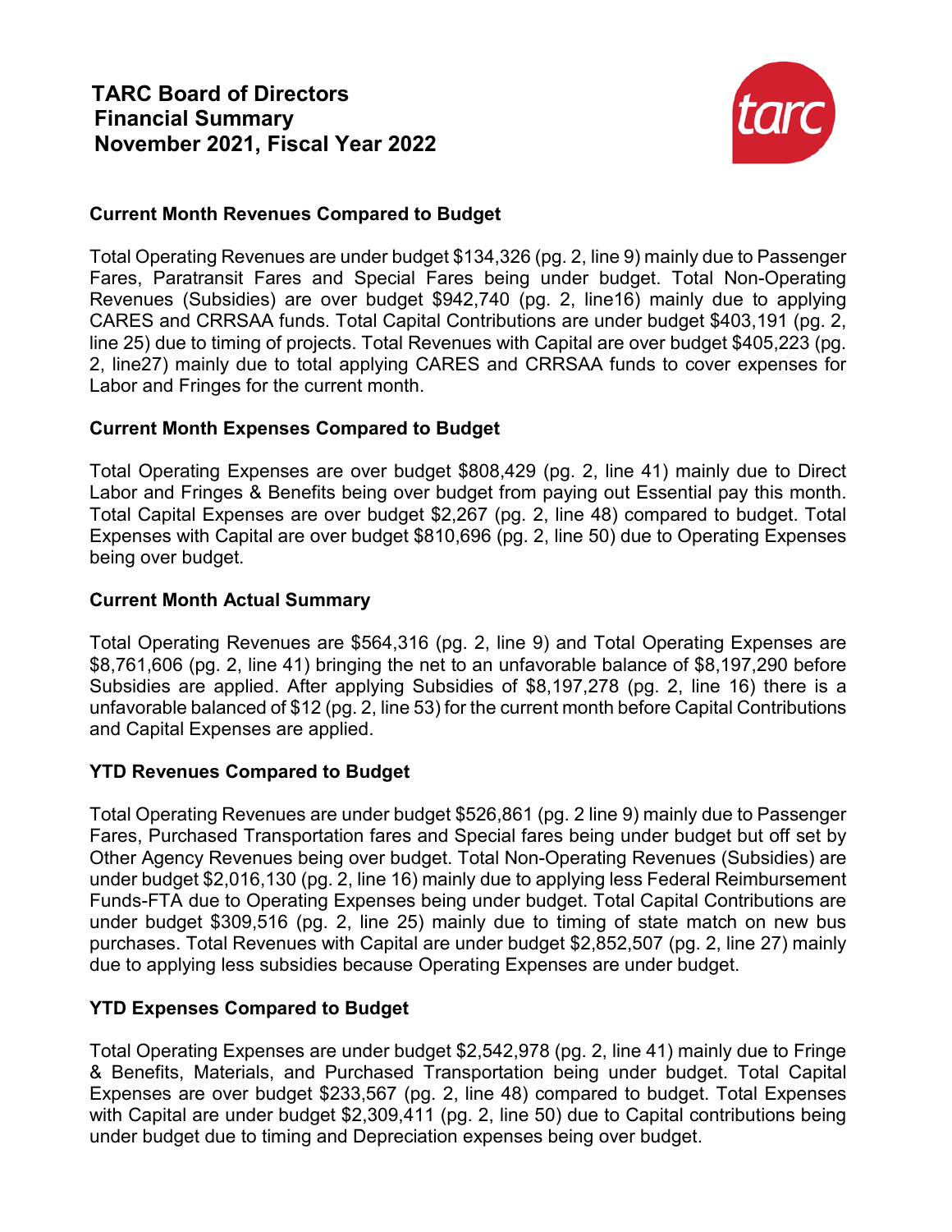# TARC Board of Directors
# Financial Summary
# November 2021, Fiscal Year 2022

### Current Month Revenues Compared to Budget

Total Operating Revenues are under budget $134,326 (pg. 2, line 9) mainly due to Passenger Fares, Paratransit Fares and Special Fares being under budget. Total Non-Operating Revenues (Subsidies) are over budget $942,740 (pg. 2, line16) mainly due to applying CARES and CRRSAA funds. Total Capital Contributions are under budget $403,191 (pg. 2, line 25) due to timing of projects. Total Revenues with Capital are over budget $405,223 (pg. 2, line27) mainly due to total applying CARES and CRRSAA funds to cover expenses for Labor and Fringes for the current month.

### Current Month Expenses Compared to Budget

Total Operating Expenses are over budget $808,429 (pg. 2, line 41) mainly due to Direct Labor and Fringes & Benefits being over budget from paying out Essential pay this month. Total Capital Expenses are over budget $2,267 (pg. 2, line 48) compared to budget. Total Expenses with Capital are over budget $810,696 (pg. 2, line 50) due to Operating Expenses being over budget.

### Current Month Actual Summary

Total Operating Revenues are $564,316 (pg. 2, line 9) and Total Operating Expenses are $8,761,606 (pg. 2, line 41) bringing the net to an unfavorable balance of $8,197,290 before Subsidies are applied. After applying Subsidies of $8,197,278 (pg. 2, line 16) there is a unfavorable balanced of $12 (pg. 2, line 53) for the current month before Capital Contributions and Capital Expenses are applied.

### YTD Revenues Compared to Budget

Total Operating Revenues are under budget $526,861 (pg. 2 line 9) mainly due to Passenger Fares, Purchased Transportation fares and Special fares being under budget but off set by Other Agency Revenues being over budget. Total Non-Operating Revenues (Subsidies) are under budget $2,016,130 (pg. 2, line 16) mainly due to applying less Federal Reimbursement Funds-FTA due to Operating Expenses being under budget. Total Capital Contributions are under budget $309,516 (pg. 2, line 25) mainly due to timing of state match on new bus purchases. Total Revenues with Capital are under budget $2,852,507 (pg. 2, line 27) mainly due to applying less subsidies because Operating Expenses are under budget.

### YTD Expenses Compared to Budget

Total Operating Expenses are under budget $2,542,978 (pg. 2, line 41) mainly due to Fringe & Benefits, Materials, and Purchased Transportation being under budget. Total Capital Expenses are over budget $233,567 (pg. 2, line 48) compared to budget. Total Expenses with Capital are under budget $2,309,411 (pg. 2, line 50) due to Capital contributions being under budget due to timing and Depreciation expenses being over budget.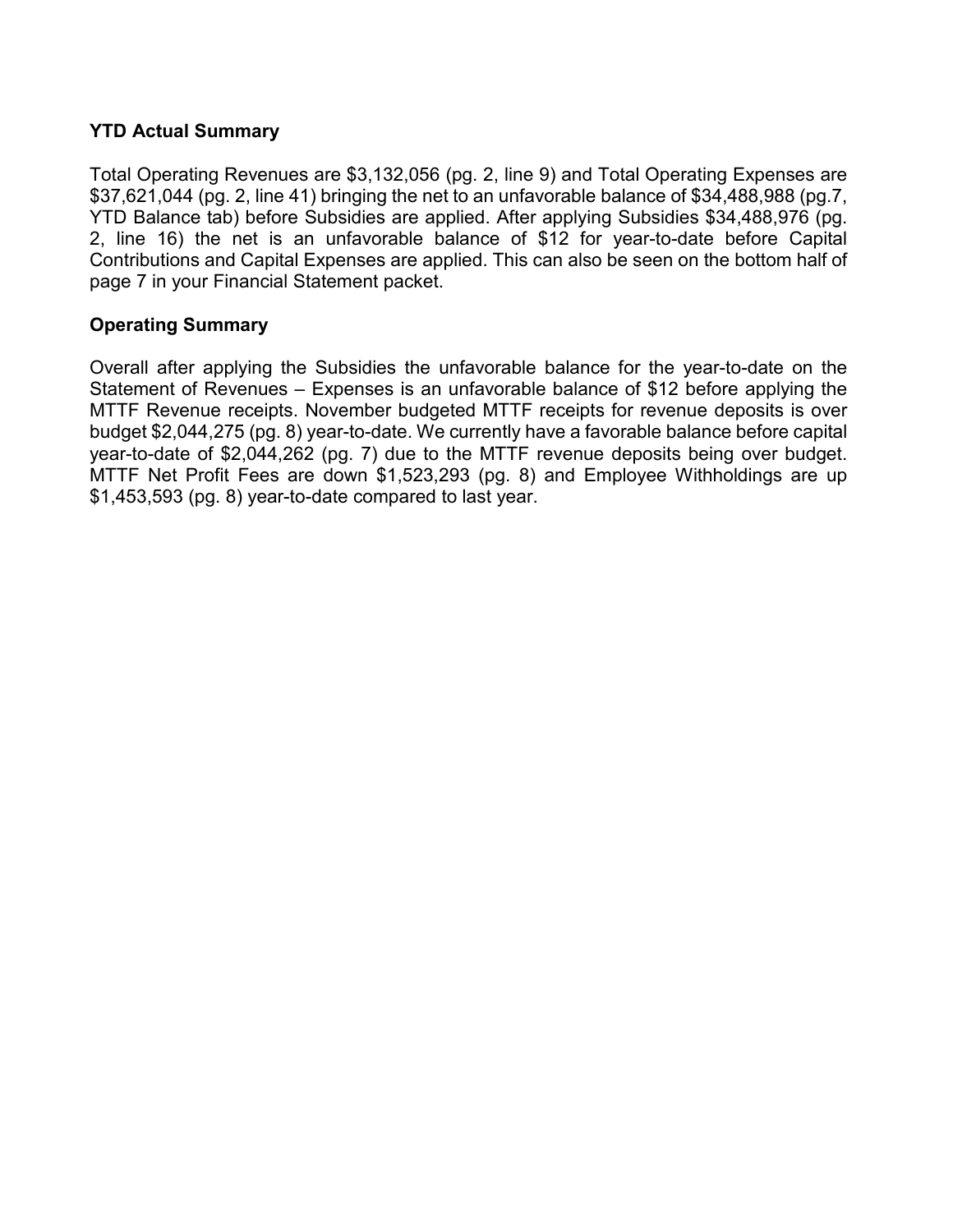### YTD Actual Summary

Total Operating Revenues are $3,132,056 (pg. 2, line 9) and Total Operating Expenses are $37,621,044 (pg. 2, line 41) bringing the net to an unfavorable balance of $34,488,988 (pg.7, YTD Balance tab) before Subsidies are applied. After applying Subsidies $34,488,976 (pg. 2, line 16) the net is an unfavorable balance of $12 for year-to-date before Capital Contributions and Capital Expenses are applied. This can also be seen on the bottom half of page 7 in your Financial Statement packet.

### Operating Summary

Overall after applying the Subsidies the unfavorable balance for the year-to-date on the Statement of Revenues – Expenses is an unfavorable balance of $12 before applying the MTTF Revenue receipts. November budgeted MTTF receipts for revenue deposits is over budget $2,044,275 (pg. 8) year-to-date. We currently have a favorable balance before capital year-to-date of $2,044,262 (pg. 7) due to the MTTF revenue deposits being over budget. MTTF Net Profit Fees are down $1,523,293 (pg. 8) and Employee Withholdings are up $1,453,593 (pg. 8) year-to-date compared to last year.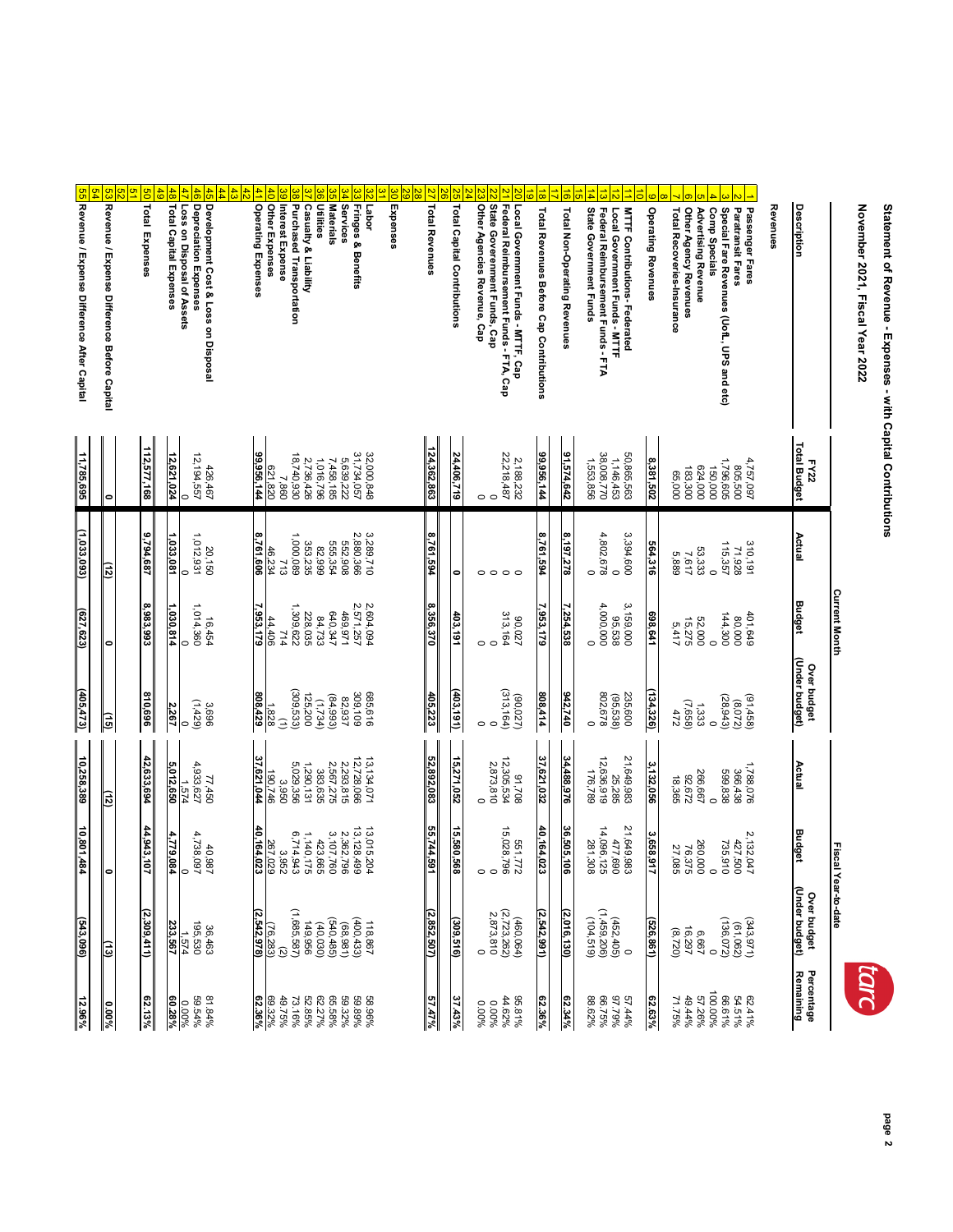# Statement of Revenue - Expenses - with Capital Contributions

## November 2021, Fiscal Year 2022

| | Description | FY22 Total Budget | Current Month Actual | Current Month Budget | Current Month Over budget (Under budget) | Fiscal Year-to-date Actual | Fiscal Year-to-date Budget | Fiscal Year-to-date Over budget (Under budget) | Percentage Remaining |
|---|---|---|---|---|---|---|---|---|---|
| | **Revenues** | | | | | | | | |
| 1 | Passenger Fares | 4,757,097 | 310,191 | 401,649 | (91,458) | 1,788,076 | 2,132,047 | (343,971) | 62.41% |
| 2 | Paratransit Fares | 805,500 | 71,928 | 80,000 | (8,072) | 366,438 | 427,500 | (61,062) | 54.51% |
| 3 | Special Fare Revenues (UofL, UPS and etc) | 1,796,605 | 115,357 | 144,300 | (28,943) | 599,838 | 735,910 | (136,072) | 66.61% |
| 4 | Comp Specials | 150,000 | 0 | 0 | 0 | 0 | 0 | 0 | 100.00% |
| 5 | Advertising Revenue | 624,000 | 53,333 | 52,000 | 1,333 | 266,667 | 260,000 | 6,667 | 57.26% |
| 6 | Other Agency Revenues | 183,300 | 7,617 | 15,275 | (7,658) | 92,672 | 76,375 | 16,297 | 49.44% |
| 7 | Total Recoveries-Insurance | 65,000 | 5,889 | 5,417 | 472 | 18,365 | 27,085 | (8,720) | 71.75% |
| 8 | | | | | | | | | |
| 9 | **Operating Revenues** | **8,381,502** | **564,316** | **698,641** | **(134,326)** | **3,132,056** | **3,658,917** | **(526,861)** | **62.63%** |
| 10 | | | | | | | | | |
| 11 | MTTF Contributions- Federated | 50,865,563 | 3,394,600 | 3,159,000 | 235,600 | 21,649,983 | 21,649,983 | 0 | 57.44% |
| 12 | Local Government Funds - MTTF | 1,146,453 | 0 | 95,538 | (95,538) | 25,285 | 477,690 | (452,405) | 97.79% |
| 13 | Federal Reimbursement Funds - FTA | 38,008,770 | 4,802,678 | 4,000,000 | 802,678 | 12,636,919 | 14,096,125 | (1,459,206) | 66.75% |
| 14 | State Government Funds | 1,553,856 | 0 | 0 | 0 | 176,789 | 281,308 | (104,519) | 88.62% |
| 15 | | | | | | | | | |
| 16 | **Total Non-Operating Revenues** | **91,574,642** | **8,197,278** | **7,254,538** | **942,740** | **34,488,976** | **36,505,106** | **(2,016,130)** | **62.34%** |
| 17 | | | | | | | | | |
| 18 | **Total Revenues Before Cap Contributions** | **99,956,144** | **8,761,594** | **7,953,179** | **808,414** | **37,621,032** | **40,164,023** | **(2,542,991)** | **62.36%** |
| 19 | | | | | | | | | |
| 20 | Local Government Funds - MTTF Cap | 2,188,232 | 0 | 90,027 | (90,027) | 91,708 | 551,772 | (460,064) | 95.81% |
| 21 | Federal Reimbursement Funds - FTA, Cap | 22,218,487 | 0 | 313,164 | (313,164) | 12,305,534 | 15,028,796 | (2,723,262) | 44.62% |
| 22 | State Government Funds, Cap | 0 | 0 | 0 | 0 | 2,873,810 | 0 | 2,873,810 | 0.00% |
| 23 | Other Agencies Revenue, Cap | 0 | 0 | 0 | 0 | 0 | 0 | 0 | 0.00% |
| 24 | | | | | | | | | |
| 25 | **Total Capital Contributions** | **24,406,719** | **0** | **403,191** | **(403,191)** | **15,271,052** | **15,580,568** | **(309,516)** | **37.43%** |
| 26 | | | | | | | | | |
| 27 | **Total Revenues** | **124,362,863** | **8,761,594** | **8,356,370** | **405,223** | **52,892,083** | **55,744,591** | **(2,852,507)** | **57.47%** |
| 28 | | | | | | | | | |
| 29 | | | | | | | | | |
| 30 | **Expenses** | | | | | | | | |
| 31 | | | | | | | | | |
| 32 | Labor | 32,000,848 | 3,289,710 | 2,604,094 | 685,616 | 13,134,071 | 13,015,204 | 118,867 | 58.96% |
| 33 | Fringes & Benefits | 31,734,057 | 2,880,366 | 2,571,257 | 309,109 | 12,728,066 | 13,128,499 | (400,433) | 59.89% |
| 34 | Services | 5,639,222 | 552,908 | 469,971 | 82,937 | 2,293,815 | 2,362,796 | (68,981) | 59.32% |
| 35 | Materials | 7,458,185 | 555,554 | 640,347 | (84,793) | 2,567,275 | 3,107,760 | (540,485) | 65.58% |
| 36 | Utilities | 1,016,796 | 82,999 | 84,733 | (1,734) | 383,635 | 423,665 | (40,030) | 62.27% |
| 37 | Casualty & Liability | 2,736,426 | 353,235 | 228,035 | 125,200 | 1,290,131 | 1,140,175 | 149,956 | 52.85% |
| 38 | Purchased Transportation | 18,740,930 | 1,000,089 | 1,309,622 | (309,533) | 5,029,356 | 6,714,943 | (1,685,587) | 73.16% |
| 39 | Interest Expense | 7,860 | 713 | 714 | (1) | 3,950 | 3,952 | (2) | 49.75% |
| 40 | Other Expenses | 621,820 | 46,234 | 44,406 | 1,828 | 190,746 | 267,029 | (76,283) | 69.32% |
| 41 | **Operating Expenses** | **99,956,144** | **8,761,606** | **7,953,179** | **808,429** | **37,621,044** | **40,164,023** | **(2,542,978)** | **62.36%** |
| 42 | | | | | | | | | |
| 43 | | | | | | | | | |
| 44 | | | | | | | | | |
| 45 | Development Cost & Loss on Disposal | 426,467 | 20,150 | 16,454 | 3,696 | 77,450 | 40,987 | 36,463 | 81.84% |
| 46 | Depreciation Expenses | 12,194,557 | 1,012,931 | 1,014,360 | (1,429) | 4,933,627 | 4,738,097 | 195,530 | 59.54% |
| 47 | Loss on Disposal of Assets | 0 | 0 | 0 | 0 | 1,574 | 0 | 1,574 | 0.00% |
| 48 | **Total Capital Expenses** | **12,621,024** | **1,033,081** | **1,030,814** | **2,267** | **5,012,650** | **4,779,084** | **233,567** | **60.28%** |
| 49 | | | | | | | | | |
| 50 | **Total Expenses** | **112,577,168** | **9,794,687** | **8,983,993** | **810,696** | **42,633,694** | **44,943,107** | **(2,309,411)** | **62.13%** |
| 51 | | | | | | | | | |
| 52 | | | | | | | | | |
| 53 | **Revenue / Expense Difference Before Capital** | **0** | **(12)** | **0** | **(15)** | **(12)** | **0** | **(13)** | **0.00%** |
| 54 | | | | | | | | | |
| 55 | **Revenue / Expense Difference After Capital** | **11,785,695** | **(1,033,093)** | **(627,623)** | **(405,473)** | **10,258,389** | **10,801,484** | **(543,096)** | **12.96%** |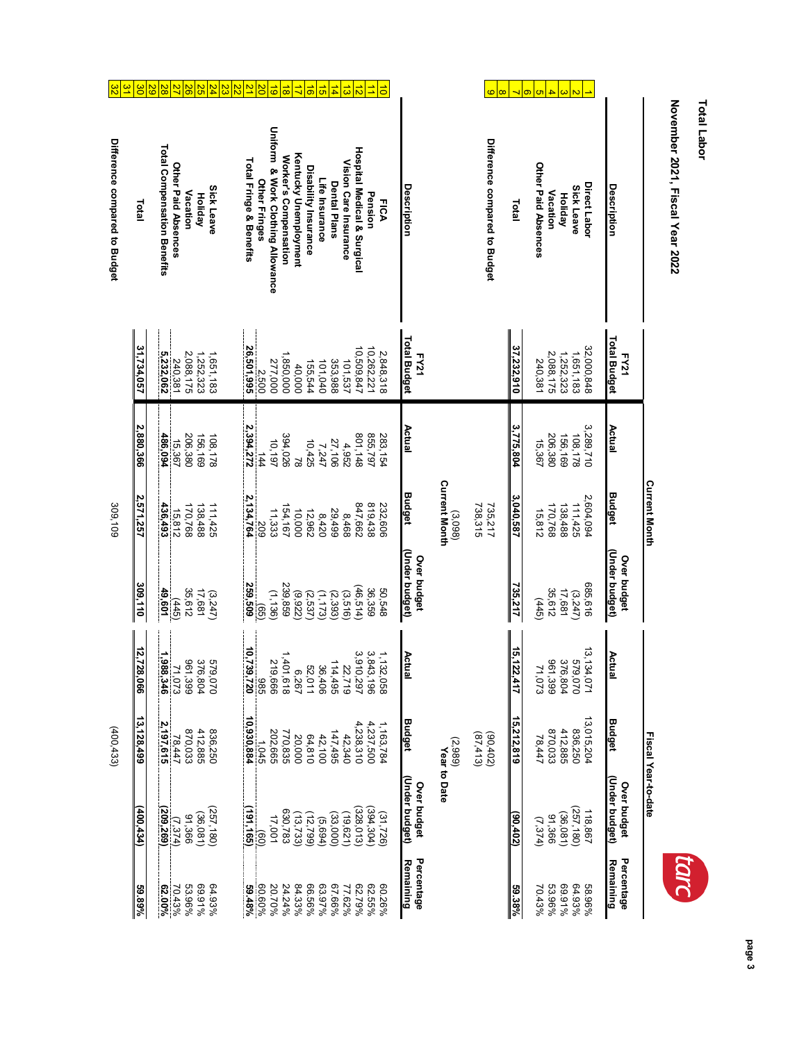# Total Labor

## November 2021, Fiscal Year 2022

| # | Description | FY21 Total Budget | Current Month Actual | Current Month Budget | Current Month Over budget (Under budget) | Fiscal Year-to-date Actual | Fiscal Year-to-date Budget | Fiscal Year-to-date Over budget (Under budget) | Percentage Remaining |
|---|---|---|---|---|---|---|---|---|---|
| 1 | Direct Labor | 32,000,848 | 3,289,710 | 2,604,094 | 685,616 | 13,134,071 | 13,015,204 | 118,867 | 58.96% |
| 2 | Sick Leave | 1,651,183 | 108,178 | 111,425 | (3,247) | 579,070 | 836,250 | (257,180) | 64.93% |
| 3 | Holiday | 1,252,323 | 156,169 | 138,488 | 17,681 | 376,804 | 412,885 | (36,081) | 69.91% |
| 4 | Vacation | 2,088,175 | 206,380 | 170,768 | 35,612 | 961,399 | 870,033 | 91,366 | 53.96% |
| 5 | Other Paid Absences | 240,381 | 15,367 | 15,812 | (445) | 71,073 | 78,447 | (7,374) | 70.43% |
| 6 | | | | | | | | | |
| 7 | Total | 37,232,910 | 3,775,804 | 3,040,587 | 735,217 | 15,122,417 | 15,212,819 | (90,402) | 59.38% |
| 8 | | | | | | | | | |
| 9 | Difference compared to Budget | | | 735,217 | | | (90,402) | | |
| | | | | 738,315 | | | (87,413) | | |
| | | | | (3,098) | | | (2,989) | | |

| # | Description | FY21 Total Budget | Current Month Actual | Current Month Budget | Current Month Over budget (Under budget) | Year to Date Actual | Year to Date Budget | Year to Date Over budget (Under budget) | Percentage Remaining |
|---|---|---|---|---|---|---|---|---|---|
| 10 | FICA | 2,848,318 | 283,154 | 232,606 | 50,548 | 1,132,058 | 1,163,784 | (31,726) | 60.26% |
| 11 | Pension | 10,262,221 | 855,797 | 819,438 | 36,359 | 3,843,196 | 4,237,500 | (394,304) | 62.55% |
| 12 | Hospital Medical & Surgical | 10,509,847 | 801,148 | 847,662 | (46,514) | 3,910,297 | 4,238,310 | (328,013) | 62.79% |
| 13 | Vision Care Insurance | 101,537 | 4,952 | 8,468 | (3,516) | 22,719 | 42,340 | (19,621) | 77.62% |
| 14 | Dental Plans | 353,988 | 27,106 | 29,499 | (2,393) | 114,495 | 147,495 | (33,000) | 67.66% |
| 15 | Life Insurance | 101,040 | 7,247 | 8,420 | (1,173) | 36,406 | 42,100 | (5,694) | 63.97% |
| 16 | Disability Insurance | 155,544 | 10,425 | 12,962 | (2,537) | 52,011 | 64,810 | (12,799) | 66.56% |
| 17 | Kentucky Unemployment | 40,000 | 78 | 10,000 | (9,922) | 6,267 | 20,000 | (13,733) | 84.33% |
| 18 | Worker's Compensation | 1,850,000 | 394,026 | 154,167 | 239,859 | 1,401,618 | 770,835 | 630,783 | 24.24% |
| 19 | Uniform & Work Clothing Allowance | 277,000 | 10,197 | 11,333 | (1,136) | 219,666 | 202,665 | 17,001 | 20.70% |
| 20 | Other Fringes | 2,500 | 144 | 209 | (65) | 985 | 1,045 | (60) | 60.60% |
| 21 | Total Fringe & Benefits | 26,501,995 | 2,394,272 | 2,134,764 | 259,509 | 10,739,720 | 10,930,884 | (191,165) | 59.48% |
| 22 | | | | | | | | | |
| 23 | | | | | | | | | |
| 24 | Sick Leave | 1,651,183 | 108,178 | 111,425 | (3,247) | 579,070 | 836,250 | (257,180) | 64.93% |
| 25 | Holiday | 1,252,323 | 156,169 | 138,488 | 17,681 | 376,804 | 412,885 | (36,081) | 69.91% |
| 26 | Vacation | 2,088,175 | 206,380 | 170,768 | 35,612 | 961,399 | 870,033 | 91,366 | 53.96% |
| 27 | Other Paid Absences | 240,381 | 15,367 | 15,812 | (445) | 71,073 | 78,447 | (7,374) | 70.43% |
| 28 | Total Compensation Benefits | 5,232,062 | 486,094 | 436,493 | 49,601 | 1,988,346 | 2,197,615 | (209,269) | 62.00% |
| 29 | | | | | | | | | |
| 30 | Total | 31,734,057 | 2,880,366 | 2,571,257 | 309,110 | 12,728,066 | 13,128,499 | (400,434) | 59.89% |
| 31 | | | | | | | | | |
| 32 | Difference compared to Budget | | | 309,109 | | | (400,433) | | |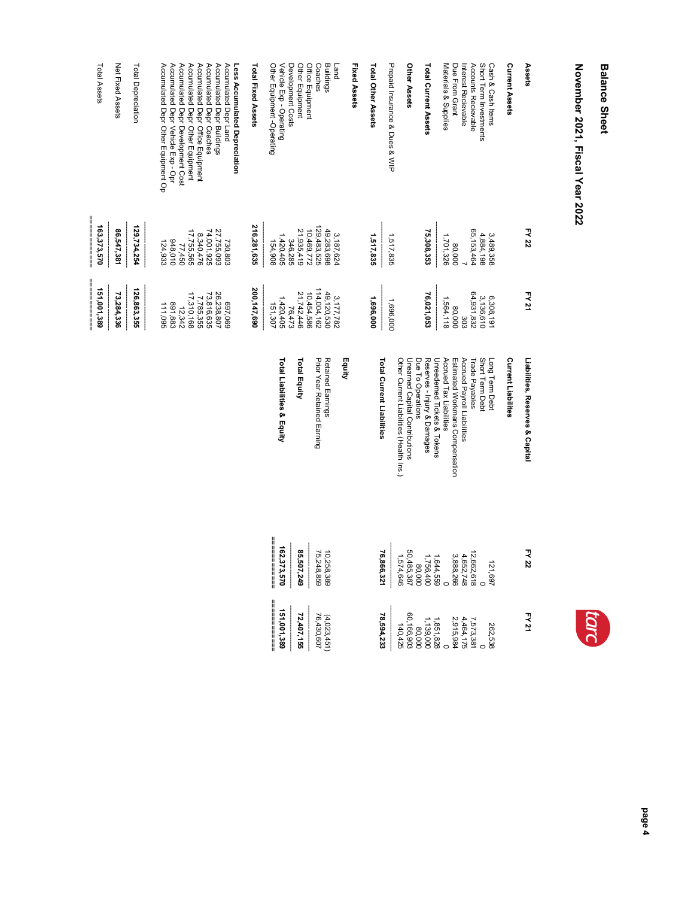# Balance Sheet

## November 2021, Fiscal Year 2022

| Assets | FY 22 | FY 21 |
|---|---|---|
| **Current Assets** | | |
| Cash & Cash Items | 3,489,358 | 6,308,191 |
| Short Term Investments | 4,884,198 | 3,136,610 |
| Accounts Recievable | 65,153,464 | 64,931,832 |
| Interest Recievable | 7 | 303 |
| Due From Grant | 80,000 | 80,000 |
| Materials & Supplies | 1,701,326 | 1,564,118 |
| **Total Current Assets** | **75,308,353** | **76,021,053** |
| **Other Assets** | | |
| Prepaid Insurance & Dues & WIP | 1,517,835 | 1,696,000 |
| **Total Other Assets** | **1,517,835** | **1,696,000** |
| **Fixed Assets** | | |
| Land | 3,187,624 | 3,177,782 |
| Buildings | 49,283,698 | 49,120,530 |
| Coaches | 129,483,525 | 114,004,162 |
| Office Equipment | 10,469,772 | 10,454,586 |
| Other Equipment | 21,935,419 | 21,742,446 |
| Development Costs | 346,285 | 76,473 |
| Vehicle Exp - Operating | 1,420,405 | 1,420,405 |
| Other Equipment -Operating | 154,908 | 151,307 |
| **Total Fixed Assets** | **216,281,635** | **200,147,690** |
| **Less Accumulated Depreciation** | | |
| Accumulated Depr Land | 730,803 | 697,069 |
| Accumulated Depr Buildings | 27,755,093 | 26,238,807 |
| Accumulated Depr Coaches | 74,001,925 | 73,816,635 |
| Accumulated Depr Office Equipment | 8,340,476 | 7,785,355 |
| Accumulated Depr Other Equipment | 17,755,565 | 17,310,168 |
| Accumulated Depr Development Cost | 77,450 | 12,342 |
| Accumulated Depr Vehicle Exp - Opr | 948,010 | 891,883 |
| Accumulated Depr Other Equipment Op | 124,933 | 111,095 |
| **Total Depreciation** | **129,734,254** | **126,863,355** |
| **Net Fixed Assets** | **86,547,381** | **73,284,336** |
| **Total Assets** | **163,373,570** | **151,001,389** |

| Liabilities, Reserves & Capital | FY 22 | FY 21 |
|---|---|---|
| **Current Liabilites** | | |
| Long Term Debt | 121,697 | 262,538 |
| Short Term Debt | 0 | 0 |
| Trade Payables | 12,662,618 | 7,573,381 |
| Accrued Payroll Liabilities | 4,652,748 | 4,464,175 |
| Estimated Workmans Compensation | 3,888,266 | 2,915,984 |
| Accrued Tax Liabilities | 0 | 0 |
| Unredeemed Tickets & Tokens | 1,644,559 | 1,851,828 |
| Reserves - Injury & Damages | 1,756,400 | 1,139,000 |
| Due To Operations | 80,000 | 80,000 |
| Unearned Capital Contributions | 50,485,387 | 60,166,903 |
| Other Current Liabilities (Health Ins.) | 1,574,646 | 140,425 |
| **Total Current Liabilities** | **76,866,321** | **78,594,233** |
| **Equity** | | |
| Retained Earnings | 10,258,389 | (4,023,451) |
| Prior Year Retained Earning | 75,248,859 | 76,430,607 |
| **Total Equity** | **85,507,249** | **72,407,155** |
| **Total Liabilities & Equity** | **162,373,570** | **151,001,389** |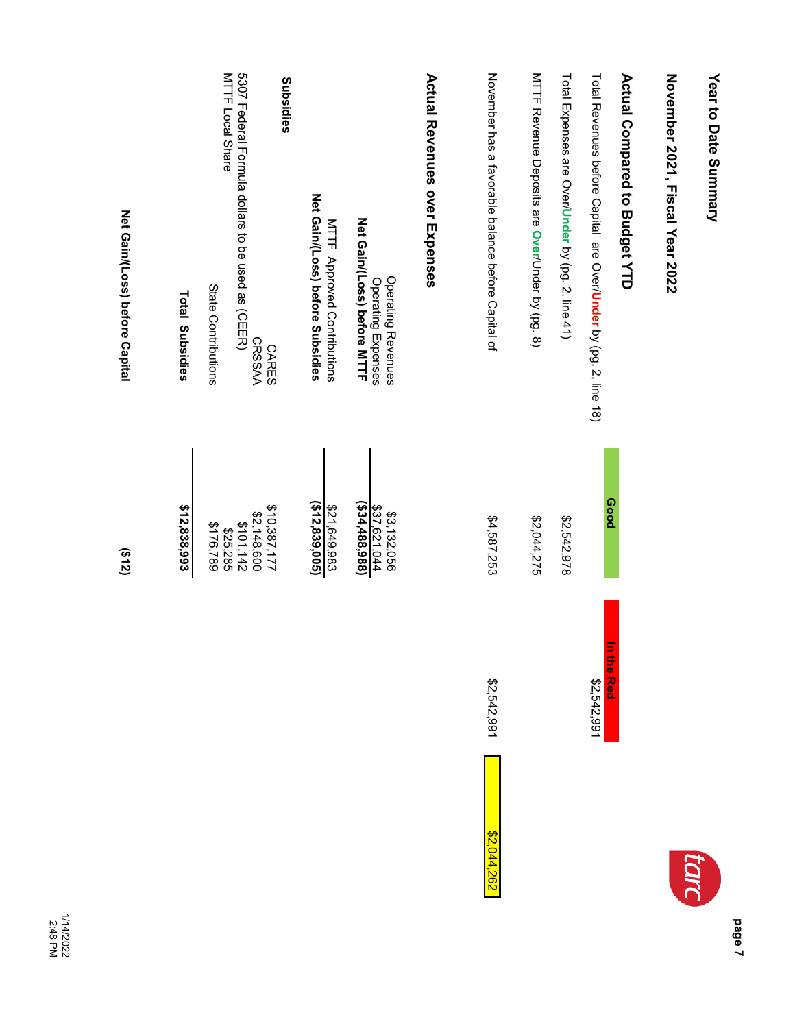# Year to Date Summary

## November 2021, Fiscal Year 2022

### Actual Compared to Budget YTD

| | Good | In the Red | |
|---|---|---|---|
| Total Revenues before Capital are Over/**Under** by (pg. 2, line 18) | | $2,542,991 | |
| Total Expenses are Over/**Under** by (pg. 2, line 41) | $2,542,978 | | |
| MTTF Revenue Deposits are **Over**/Under by (pg. 8) | $2,044,275 | | |
| November has a favorable balance before Capital of | $4,587,253 | $2,542,991 | $2,044,262 |

### Actual Revenues over Expenses

| | |
|---|---|
| Operating Revenues | $3,132,056 |
| Operating Expenses | $37,621,044 |
| **Net Gain/(Loss) before MTTF** | **($34,488,988)** |
| MTTF Approved Contributions | $21,649,983 |
| **Net Gain/(Loss) before Subsidies** | **($12,839,005)** |

**Subsidies**

| | |
|---|---|
| CARES | $10,387,177 |
| CRSSAA | $2,148,600 |
| 5307 Federal Formula dollars to be used as (CEER) | $101,142 |
| MTTF Local Share | $25,285 |
| State Contributions | $176,789 |
| **Total Subsidies** | **$12,838,993** |

| | |
|---|---|
| **Net Gain/(Loss) before Capital** | **($12)** |

1/14/2022
2:48 PM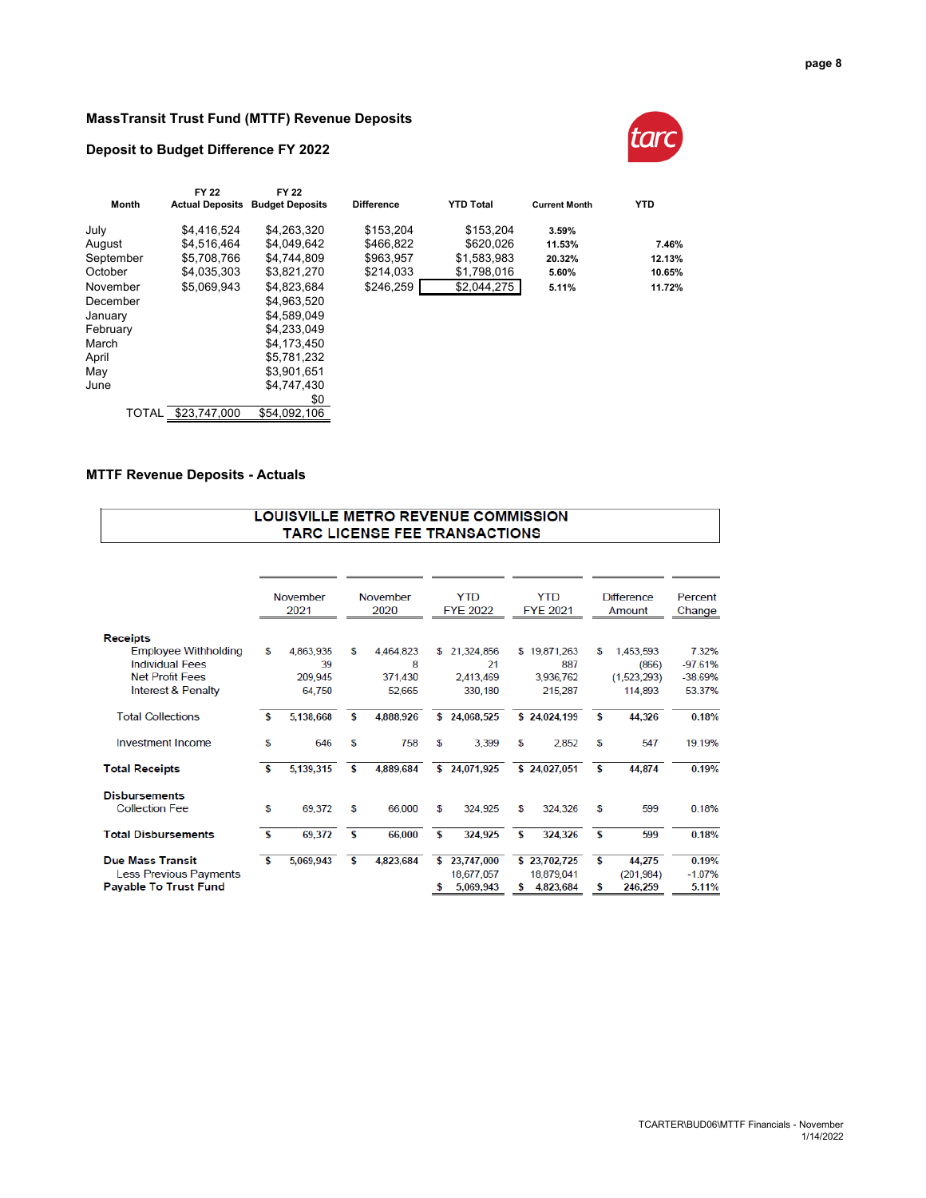## MassTransit Trust Fund (MTTF) Revenue Deposits

### Deposit to Budget Difference FY 2022

| Month | FY 22 Actual Deposits | FY 22 Budget Deposits | Difference | YTD Total | Current Month | YTD |
|---|---|---|---|---|---|---|
| July | $4,416,524 | $4,263,320 | $153,204 | $153,204 | 3.59% | |
| August | $4,516,464 | $4,049,642 | $466,822 | $620,026 | 11.53% | 7.46% |
| September | $5,708,766 | $4,744,809 | $963,957 | $1,583,983 | 20.32% | 12.13% |
| October | $4,035,303 | $3,821,270 | $214,033 | $1,798,016 | 5.60% | 10.65% |
| November | $5,069,943 | $4,823,684 | $246,259 | $2,044,275 | 5.11% | 11.72% |
| December | | $4,963,520 | | | | |
| January | | $4,589,049 | | | | |
| February | | $4,233,049 | | | | |
| March | | $4,173,450 | | | | |
| April | | $5,781,232 | | | | |
| May | | $3,901,651 | | | | |
| June | | $4,747,430 | | | | |
| | | $0 | | | | |
| TOTAL | $23,747,000 | $54,092,106 | | | | |

## MTTF Revenue Deposits - Actuals

**LOUISVILLE METRO REVENUE COMMISSION**
**TARC LICENSE FEE TRANSACTIONS**

| | November 2021 | November 2020 | YTD FYE 2022 | YTD FYE 2021 | Difference Amount | Percent Change |
|---|---|---|---|---|---|---|
| **Receipts** | | | | | | |
| Employee Withholding | $ 4,863,935 | $ 4,464,823 | $ 21,324,856 | $ 19,871,263 | $ 1,453,593 | 7.32% |
| Individual Fees | 39 | 8 | 21 | 887 | (866) | -97.61% |
| Net Profit Fees | 209,945 | 371,430 | 2,413,469 | 3,936,762 | (1,523,293) | -38.69% |
| Interest & Penalty | 64,750 | 52,665 | 330,180 | 215,287 | 114,893 | 53.37% |
| Total Collections | $ 5,138,668 | $ 4,888,926 | $ 24,068,525 | $ 24,024,199 | $ 44,326 | 0.18% |
| Investment Income | $ 646 | $ 758 | $ 3,399 | $ 2,852 | $ 547 | 19.19% |
| **Total Receipts** | $ 5,139,315 | $ 4,889,684 | $ 24,071,925 | $ 24,027,051 | $ 44,874 | 0.19% |
| **Disbursements** | | | | | | |
| Collection Fee | $ 69,372 | $ 66,000 | $ 324,925 | $ 324,326 | $ 599 | 0.18% |
| **Total Disbursements** | $ 69,372 | $ 66,000 | $ 324,925 | $ 324,326 | $ 599 | 0.18% |
| **Due Mass Transit** | $ 5,069,943 | $ 4,823,684 | $ 23,747,000 | $ 23,702,725 | $ 44,275 | 0.19% |
| Less Previous Payments | | | 18,677,057 | 18,879,041 | (201,984) | -1.07% |
| **Payable To Trust Fund** | | | $ 5,069,943 | $ 4,823,684 | $ 246,259 | 5.11% |

TCARTER\BUD06\MTTF Financials - November
1/14/2022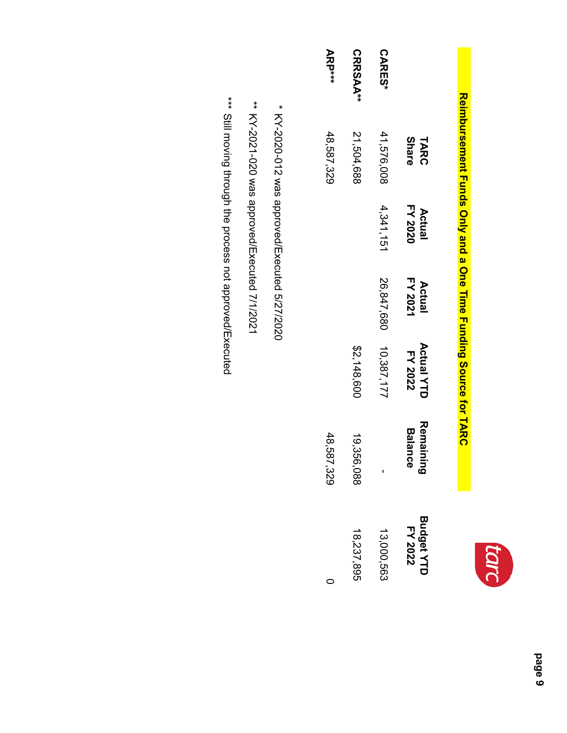## Reimbursement Funds Only and a One Time Funding Source for TARC

|  | TARC Share | Actual FY 2020 | Actual FY 2021 | Actual YTD FY 2022 | Remaining Balance | Budget YTD FY 2022 |
|---|---|---|---|---|---|---|
| **CARES*** | 41,576,008 | 4,341,151 | 26,847,680 | 10,387,177 | - | 13,000,563 |
| **CRRSAA**** | 21,504,688 |  |  | $2,148,600 | 19,356,088 | 18,237,895 |
| **ARP***** | 48,587,329 |  |  |  | 48,587,329 | 0 |

\* KY-2020-012 was approved/Executed 5/27/2020

** KY-2021-020 was approved/Executed 7/1/2021

*** Still moving through the process not approved/Executed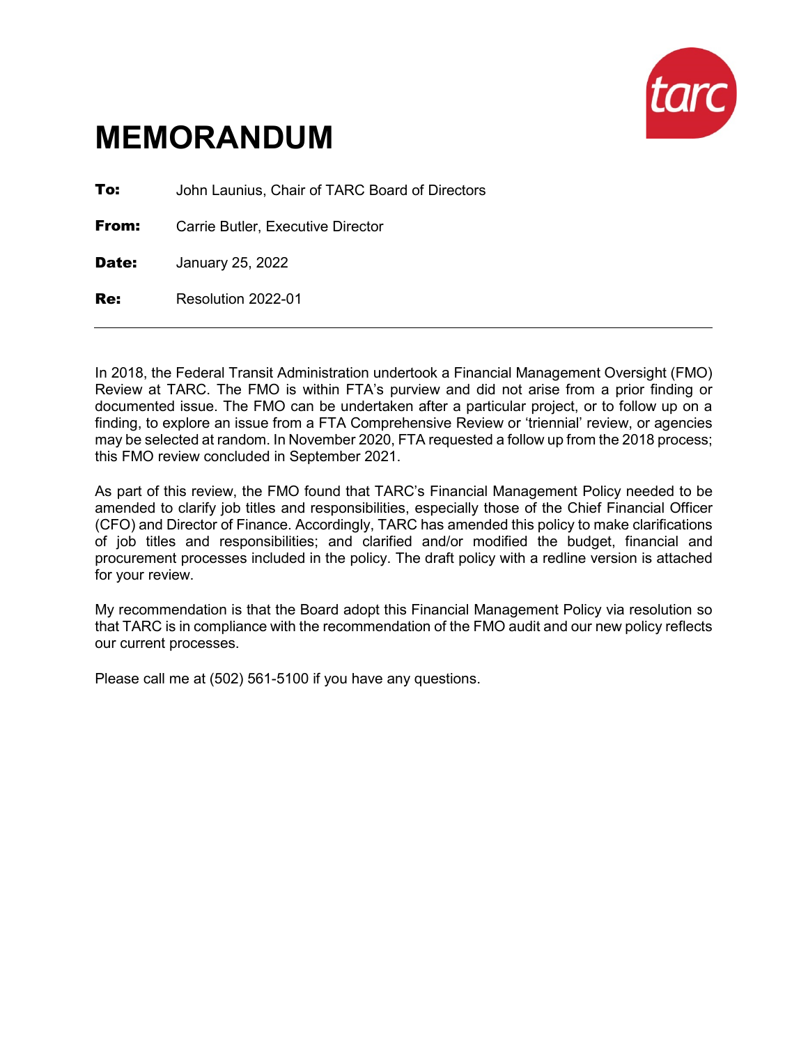# MEMORANDUM

**To:** John Launius, Chair of TARC Board of Directors

**From:** Carrie Butler, Executive Director

**Date:** January 25, 2022

**Re:** Resolution 2022-01

---

In 2018, the Federal Transit Administration undertook a Financial Management Oversight (FMO) Review at TARC. The FMO is within FTA's purview and did not arise from a prior finding or documented issue. The FMO can be undertaken after a particular project, or to follow up on a finding, to explore an issue from a FTA Comprehensive Review or 'triennial' review, or agencies may be selected at random. In November 2020, FTA requested a follow up from the 2018 process; this FMO review concluded in September 2021.

As part of this review, the FMO found that TARC's Financial Management Policy needed to be amended to clarify job titles and responsibilities, especially those of the Chief Financial Officer (CFO) and Director of Finance. Accordingly, TARC has amended this policy to make clarifications of job titles and responsibilities; and clarified and/or modified the budget, financial and procurement processes included in the policy. The draft policy with a redline version is attached for your review.

My recommendation is that the Board adopt this Financial Management Policy via resolution so that TARC is in compliance with the recommendation of the FMO audit and our new policy reflects our current processes.

Please call me at (502) 561-5100 if you have any questions.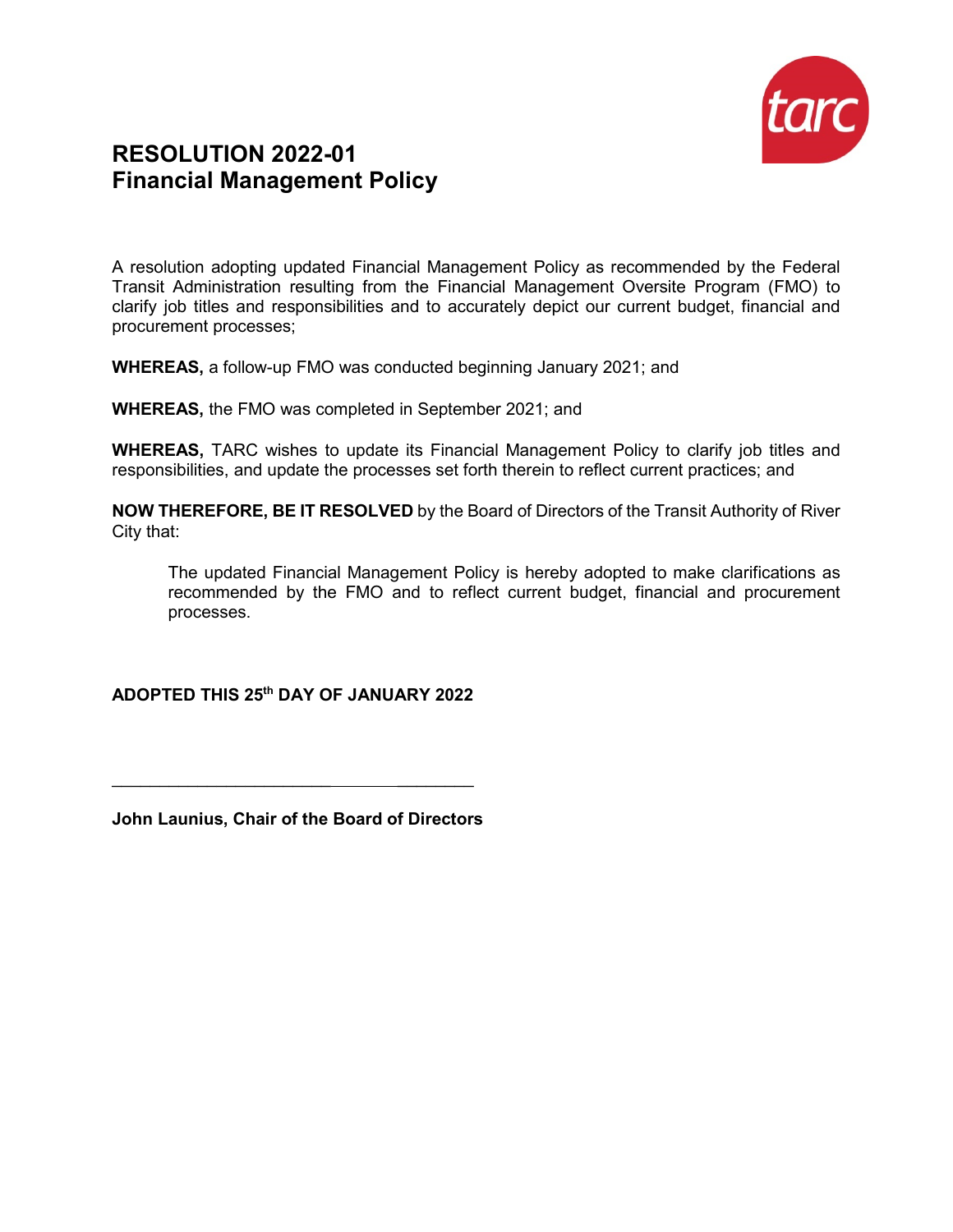# RESOLUTION 2022-01
## Financial Management Policy

A resolution adopting updated Financial Management Policy as recommended by the Federal Transit Administration resulting from the Financial Management Oversite Program (FMO) to clarify job titles and responsibilities and to accurately depict our current budget, financial and procurement processes;

**WHEREAS,** a follow-up FMO was conducted beginning January 2021; and

**WHEREAS,** the FMO was completed in September 2021; and

**WHEREAS,** TARC wishes to update its Financial Management Policy to clarify job titles and responsibilities, and update the processes set forth therein to reflect current practices; and

**NOW THEREFORE, BE IT RESOLVED** by the Board of Directors of the Transit Authority of River City that:

> The updated Financial Management Policy is hereby adopted to make clarifications as recommended by the FMO and to reflect current budget, financial and procurement processes.

**ADOPTED THIS 25th DAY OF JANUARY 2022**

\_\_\_\_\_\_\_\_\_\_\_\_\_\_\_\_\_\_\_\_\_\_\_\_\_\_\_\_\_\_\_\_\_\_\_\_\_\_

**John Launius, Chair of the Board of Directors**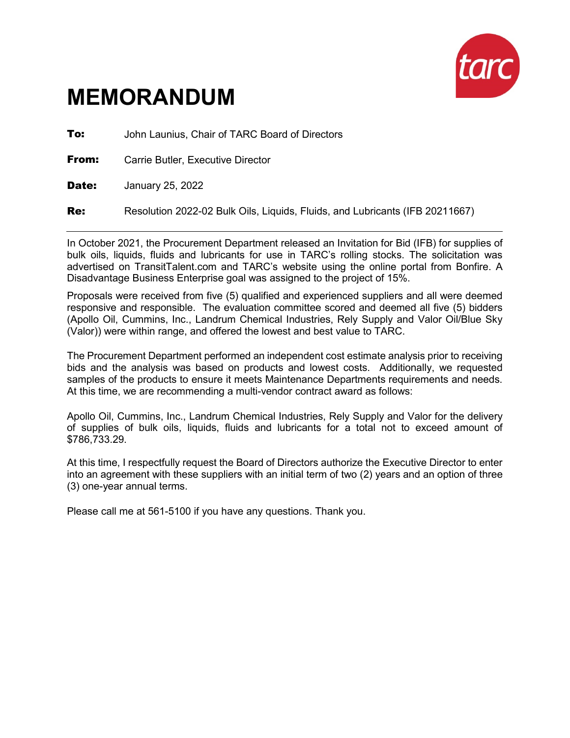# MEMORANDUM

**To:** John Launius, Chair of TARC Board of Directors

**From:** Carrie Butler, Executive Director

**Date:** January 25, 2022

**Re:** Resolution 2022-02 Bulk Oils, Liquids, Fluids, and Lubricants (IFB 20211667)

---

In October 2021, the Procurement Department released an Invitation for Bid (IFB) for supplies of bulk oils, liquids, fluids and lubricants for use in TARC's rolling stocks. The solicitation was advertised on TransitTalent.com and TARC's website using the online portal from Bonfire. A Disadvantage Business Enterprise goal was assigned to the project of 15%.

Proposals were received from five (5) qualified and experienced suppliers and all were deemed responsive and responsible. The evaluation committee scored and deemed all five (5) bidders (Apollo Oil, Cummins, Inc., Landrum Chemical Industries, Rely Supply and Valor Oil/Blue Sky (Valor)) were within range, and offered the lowest and best value to TARC.

The Procurement Department performed an independent cost estimate analysis prior to receiving bids and the analysis was based on products and lowest costs. Additionally, we requested samples of the products to ensure it meets Maintenance Departments requirements and needs. At this time, we are recommending a multi-vendor contract award as follows:

Apollo Oil, Cummins, Inc., Landrum Chemical Industries, Rely Supply and Valor for the delivery of supplies of bulk oils, liquids, fluids and lubricants for a total not to exceed amount of $786,733.29.

At this time, I respectfully request the Board of Directors authorize the Executive Director to enter into an agreement with these suppliers with an initial term of two (2) years and an option of three (3) one-year annual terms.

Please call me at 561-5100 if you have any questions. Thank you.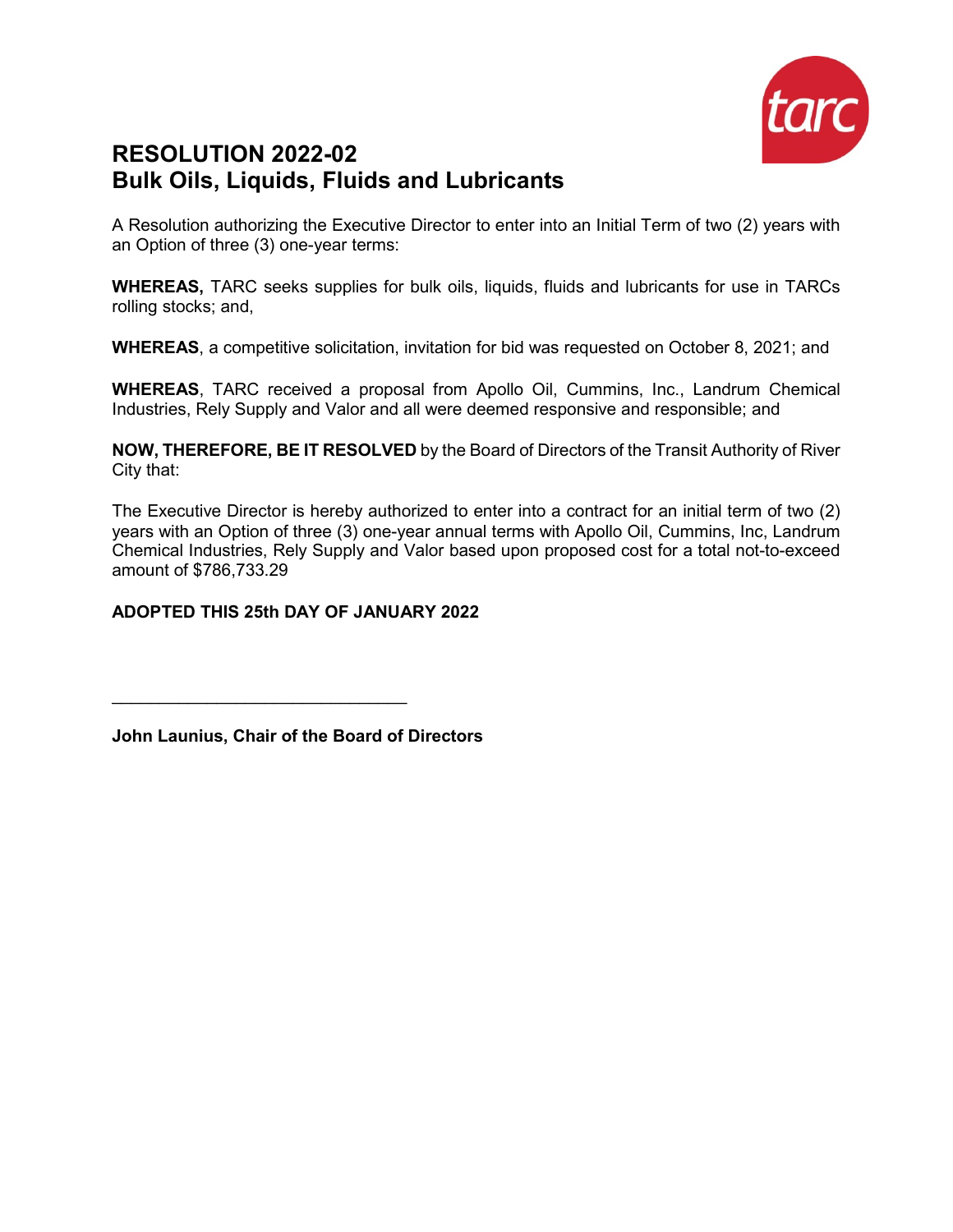# RESOLUTION 2022-02
# Bulk Oils, Liquids, Fluids and Lubricants

A Resolution authorizing the Executive Director to enter into an Initial Term of two (2) years with an Option of three (3) one-year terms:

**WHEREAS,** TARC seeks supplies for bulk oils, liquids, fluids and lubricants for use in TARCs rolling stocks; and,

**WHEREAS**, a competitive solicitation, invitation for bid was requested on October 8, 2021; and

**WHEREAS**, TARC received a proposal from Apollo Oil, Cummins, Inc., Landrum Chemical Industries, Rely Supply and Valor and all were deemed responsive and responsible; and

**NOW, THEREFORE, BE IT RESOLVED** by the Board of Directors of the Transit Authority of River City that:

The Executive Director is hereby authorized to enter into a contract for an initial term of two (2) years with an Option of three (3) one-year annual terms with Apollo Oil, Cummins, Inc, Landrum Chemical Industries, Rely Supply and Valor based upon proposed cost for a total not-to-exceed amount of $786,733.29

**ADOPTED THIS 25th DAY OF JANUARY 2022**

\_\_\_\_\_\_\_\_\_\_\_\_\_\_\_\_\_\_\_\_\_\_\_\_\_\_\_\_\_\_\_\_

**John Launius, Chair of the Board of Directors**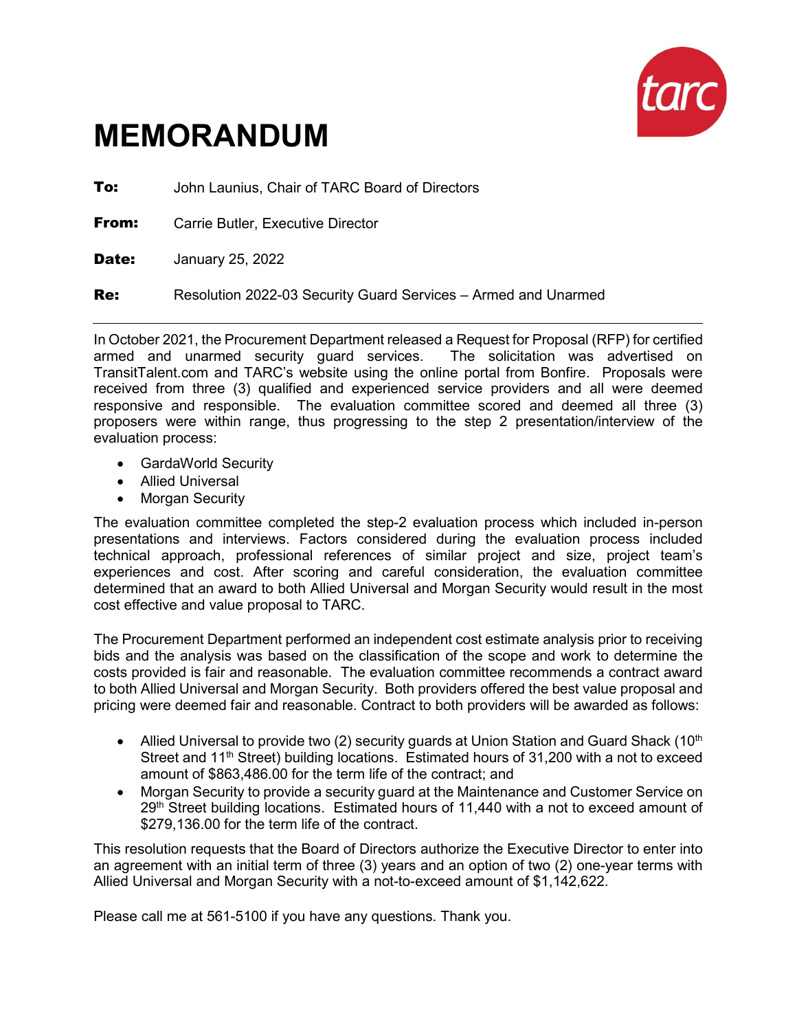# MEMORANDUM

**To:** John Launius, Chair of TARC Board of Directors

**From:** Carrie Butler, Executive Director

**Date:** January 25, 2022

**Re:** Resolution 2022-03 Security Guard Services – Armed and Unarmed

---

In October 2021, the Procurement Department released a Request for Proposal (RFP) for certified armed and unarmed security guard services. The solicitation was advertised on TransitTalent.com and TARC's website using the online portal from Bonfire. Proposals were received from three (3) qualified and experienced service providers and all were deemed responsive and responsible. The evaluation committee scored and deemed all three (3) proposers were within range, thus progressing to the step 2 presentation/interview of the evaluation process:

- GardaWorld Security
- Allied Universal
- Morgan Security

The evaluation committee completed the step-2 evaluation process which included in-person presentations and interviews. Factors considered during the evaluation process included technical approach, professional references of similar project and size, project team's experiences and cost. After scoring and careful consideration, the evaluation committee determined that an award to both Allied Universal and Morgan Security would result in the most cost effective and value proposal to TARC.

The Procurement Department performed an independent cost estimate analysis prior to receiving bids and the analysis was based on the classification of the scope and work to determine the costs provided is fair and reasonable. The evaluation committee recommends a contract award to both Allied Universal and Morgan Security. Both providers offered the best value proposal and pricing were deemed fair and reasonable. Contract to both providers will be awarded as follows:

- Allied Universal to provide two (2) security guards at Union Station and Guard Shack (10th Street and 11th Street) building locations. Estimated hours of 31,200 with a not to exceed amount of $863,486.00 for the term life of the contract; and
- Morgan Security to provide a security guard at the Maintenance and Customer Service on 29th Street building locations. Estimated hours of 11,440 with a not to exceed amount of $279,136.00 for the term life of the contract.

This resolution requests that the Board of Directors authorize the Executive Director to enter into an agreement with an initial term of three (3) years and an option of two (2) one-year terms with Allied Universal and Morgan Security with a not-to-exceed amount of $1,142,622.

Please call me at 561-5100 if you have any questions. Thank you.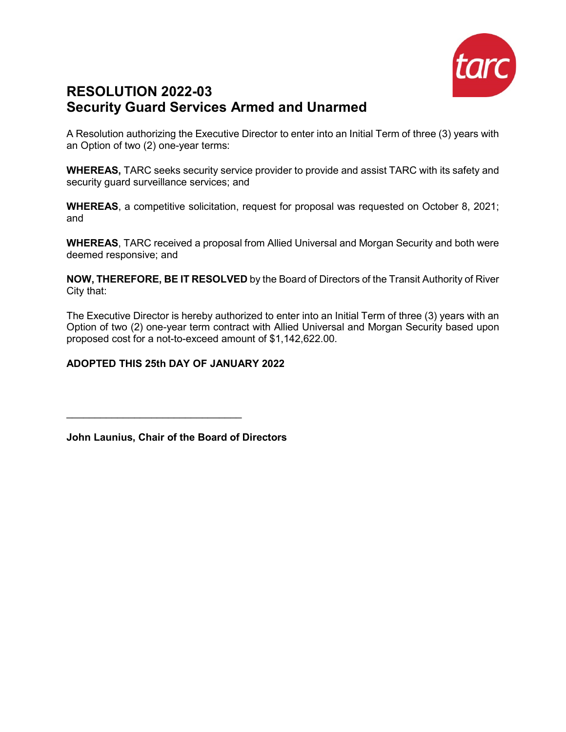# RESOLUTION 2022-03
# Security Guard Services Armed and Unarmed

A Resolution authorizing the Executive Director to enter into an Initial Term of three (3) years with an Option of two (2) one-year terms:

**WHEREAS,** TARC seeks security service provider to provide and assist TARC with its safety and security guard surveillance services; and

**WHEREAS**, a competitive solicitation, request for proposal was requested on October 8, 2021; and

**WHEREAS**, TARC received a proposal from Allied Universal and Morgan Security and both were deemed responsive; and

**NOW, THEREFORE, BE IT RESOLVED** by the Board of Directors of the Transit Authority of River City that:

The Executive Director is hereby authorized to enter into an Initial Term of three (3) years with an Option of two (2) one-year term contract with Allied Universal and Morgan Security based upon proposed cost for a not-to-exceed amount of $1,142,622.00.

**ADOPTED THIS 25th DAY OF JANUARY 2022**

_______________________________

**John Launius, Chair of the Board of Directors**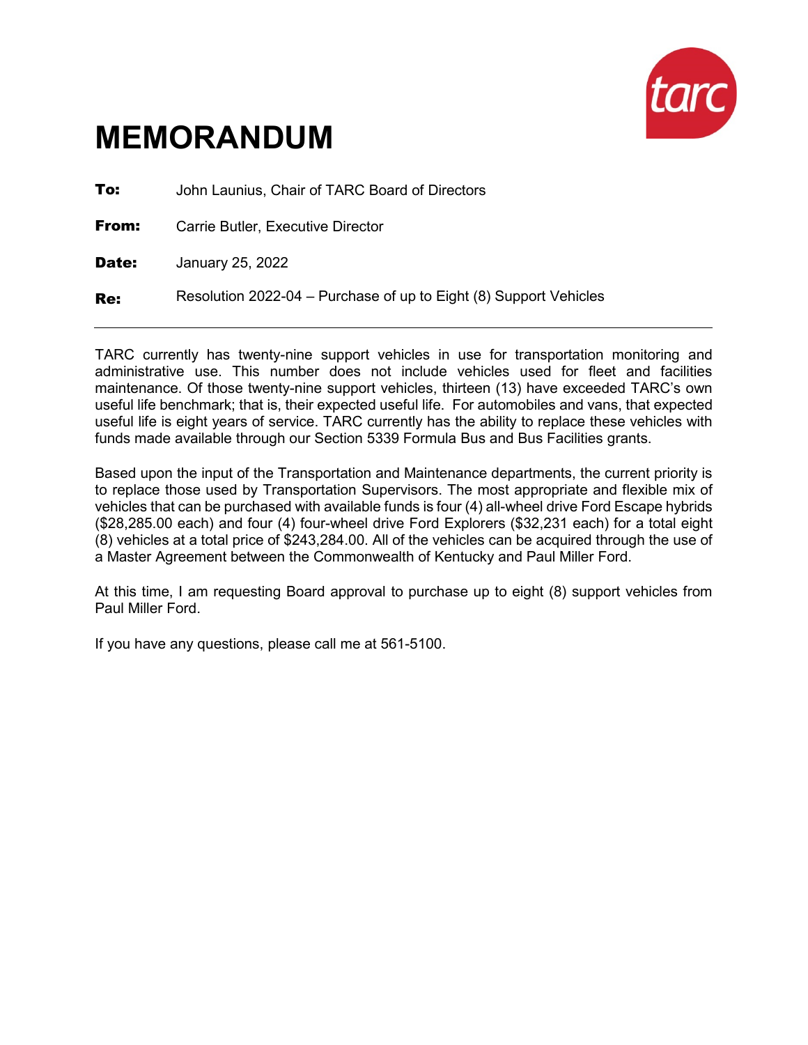# MEMORANDUM

**To:** John Launius, Chair of TARC Board of Directors

**From:** Carrie Butler, Executive Director

**Date:** January 25, 2022

**Re:** Resolution 2022-04 – Purchase of up to Eight (8) Support Vehicles

---

TARC currently has twenty-nine support vehicles in use for transportation monitoring and administrative use. This number does not include vehicles used for fleet and facilities maintenance. Of those twenty-nine support vehicles, thirteen (13) have exceeded TARC's own useful life benchmark; that is, their expected useful life. For automobiles and vans, that expected useful life is eight years of service. TARC currently has the ability to replace these vehicles with funds made available through our Section 5339 Formula Bus and Bus Facilities grants.

Based upon the input of the Transportation and Maintenance departments, the current priority is to replace those used by Transportation Supervisors. The most appropriate and flexible mix of vehicles that can be purchased with available funds is four (4) all-wheel drive Ford Escape hybrids ($28,285.00 each) and four (4) four-wheel drive Ford Explorers ($32,231 each) for a total eight (8) vehicles at a total price of $243,284.00. All of the vehicles can be acquired through the use of a Master Agreement between the Commonwealth of Kentucky and Paul Miller Ford.

At this time, I am requesting Board approval to purchase up to eight (8) support vehicles from Paul Miller Ford.

If you have any questions, please call me at 561-5100.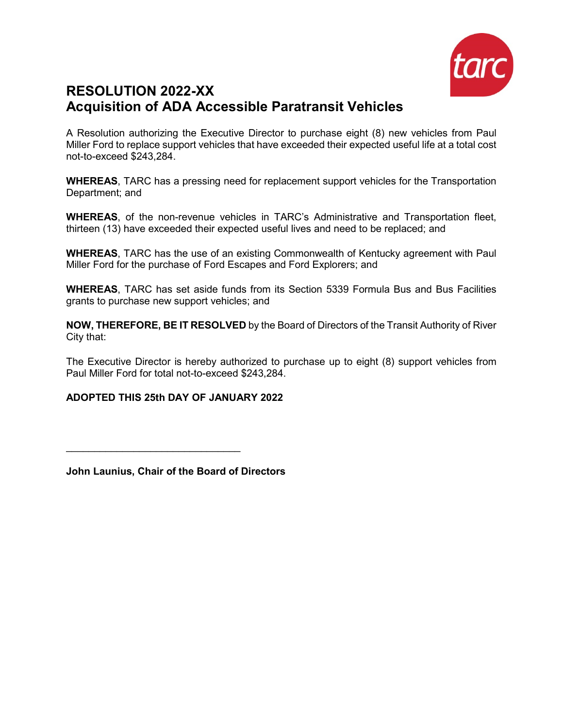# RESOLUTION 2022-XX
# Acquisition of ADA Accessible Paratransit Vehicles

A Resolution authorizing the Executive Director to purchase eight (8) new vehicles from Paul Miller Ford to replace support vehicles that have exceeded their expected useful life at a total cost not-to-exceed $243,284.

**WHEREAS**, TARC has a pressing need for replacement support vehicles for the Transportation Department; and

**WHEREAS**, of the non-revenue vehicles in TARC's Administrative and Transportation fleet, thirteen (13) have exceeded their expected useful lives and need to be replaced; and

**WHEREAS**, TARC has the use of an existing Commonwealth of Kentucky agreement with Paul Miller Ford for the purchase of Ford Escapes and Ford Explorers; and

**WHEREAS**, TARC has set aside funds from its Section 5339 Formula Bus and Bus Facilities grants to purchase new support vehicles; and

**NOW, THEREFORE, BE IT RESOLVED** by the Board of Directors of the Transit Authority of River City that:

The Executive Director is hereby authorized to purchase up to eight (8) support vehicles from Paul Miller Ford for total not-to-exceed $243,284.

**ADOPTED THIS 25th DAY OF JANUARY 2022**

\_\_\_\_\_\_\_\_\_\_\_\_\_\_\_\_\_\_\_\_\_\_\_\_\_\_\_\_\_\_\_\_

**John Launius, Chair of the Board of Directors**